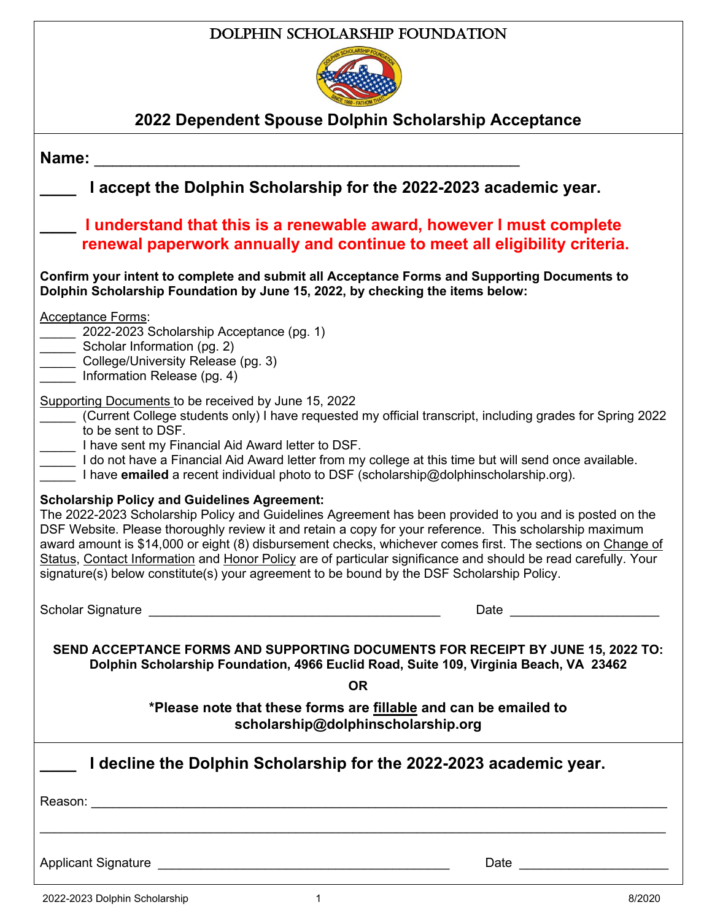# DOLPHIN SCHOLARSHIP FOUNDATION

## 2022 Dependent Spouse Dolphin Scholarship Acceptance

**Name: ___________________________________________________**

**____ I accept the Dolphin Scholarship for the 2022-2023 academic year.**

**____ I understand that this is a renewable award, however I must complete renewal paperwork annually and continue to meet all eligibility criteria.**

**Confirm your intent to complete and submit all Acceptance Forms and Supporting Documents to Dolphin Scholarship Foundation by June 15, 2022, by checking the items below:**

Acceptance Forms:

_____ 2022-2023 Scholarship Acceptance (pg. 1)
_____ Scholar Information (pg. 2)
_____ College/University Release (pg. 3)
_____ Information Release (pg. 4)

Supporting Documents to be received by June 15, 2022

_____ (Current College students only) I have requested my official transcript, including grades for Spring 2022 to be sent to DSF.
_____ I have sent my Financial Aid Award letter to DSF.
_____ I do not have a Financial Aid Award letter from my college at this time but will send once available.
_____ I have **emailed** a recent individual photo to DSF (scholarship@dolphinscholarship.org).

**Scholarship Policy and Guidelines Agreement:**
The 2022-2023 Scholarship Policy and Guidelines Agreement has been provided to you and is posted on the DSF Website. Please thoroughly review it and retain a copy for your reference. This scholarship maximum award amount is $14,000 or eight (8) disbursement checks, whichever comes first. The sections on Change of Status, Contact Information and Honor Policy are of particular significance and should be read carefully. Your signature(s) below constitute(s) your agreement to be bound by the DSF Scholarship Policy.

Scholar Signature ________________________________________ Date ____________________

**SEND ACCEPTANCE FORMS AND SUPPORTING DOCUMENTS FOR RECEIPT BY JUNE 15, 2022 TO:**
**Dolphin Scholarship Foundation, 4966 Euclid Road, Suite 109, Virginia Beach, VA 23462**

**OR**

**\*Please note that these forms are fillable and can be emailed to scholarship@dolphinscholarship.org**

---

**____ I decline the Dolphin Scholarship for the 2022-2023 academic year.**

Reason: ______________________________________________________________________________

______________________________________________________________________________________

Applicant Signature ________________________________________ Date ____________________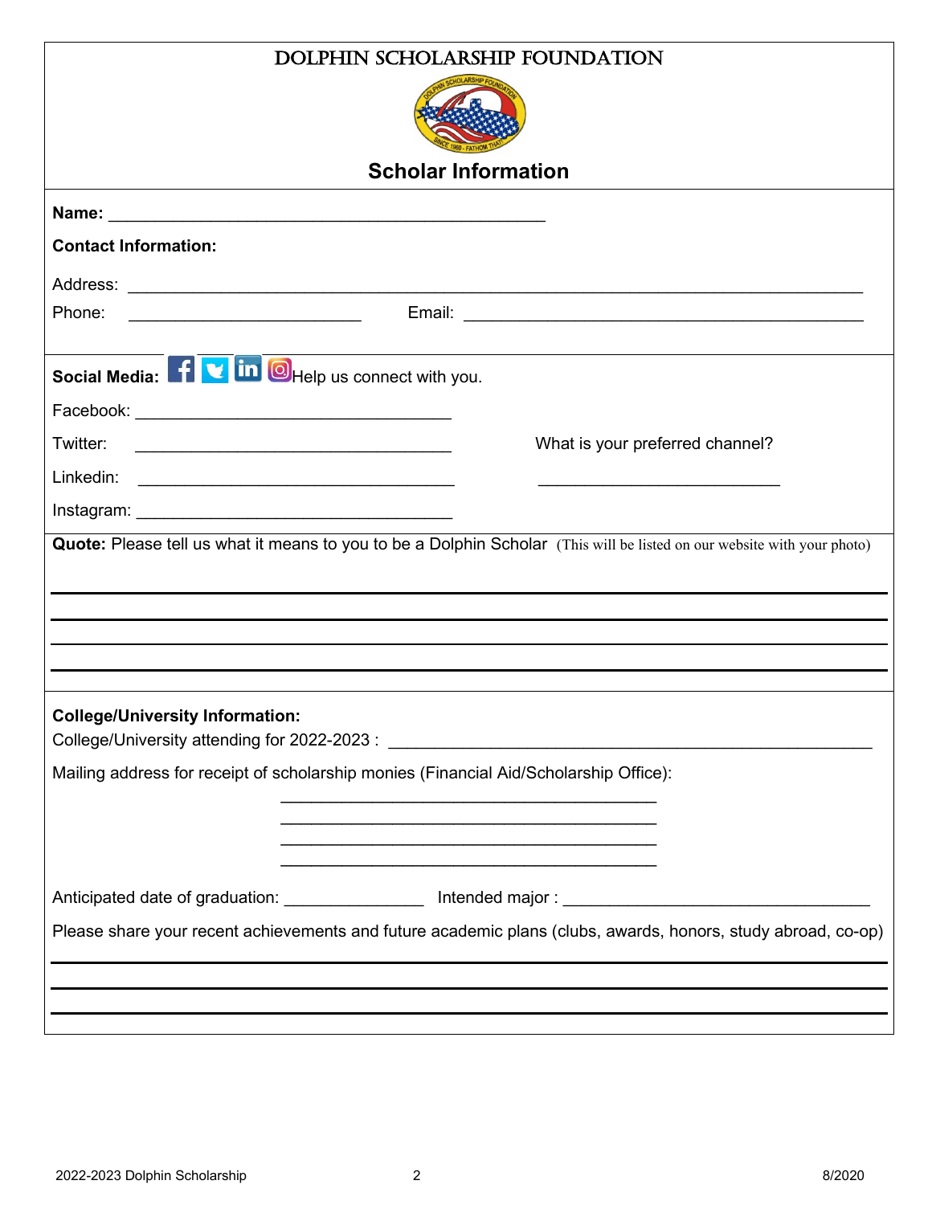# DOLPHIN SCHOLARSHIP FOUNDATION

## Scholar Information

**Name:** ______________________________________________

**Contact Information:**

Address: ______________________________________________________________________________

Phone: _________________________ Email: ___________________________________________

**Social Media:** Help us connect with you.

Facebook: __________________________________

Twitter: __________________________________

Linkedin: __________________________________

Instagram: __________________________________

What is your preferred channel? __________________________

**Quote:** Please tell us what it means to you to be a Dolphin Scholar (This will be listed on our website with your photo)

______________________________________________________________________________

______________________________________________________________________________

______________________________________________________________________________

______________________________________________________________________________

**College/University Information:**

College/University attending for 2022-2023 : ____________________________________________________

Mailing address for receipt of scholarship monies (Financial Aid/Scholarship Office):

________________________________________

________________________________________

________________________________________

________________________________________

Anticipated date of graduation: _______________ Intended major : _________________________________

Please share your recent achievements and future academic plans (clubs, awards, honors, study abroad, co-op)

______________________________________________________________________________

______________________________________________________________________________

______________________________________________________________________________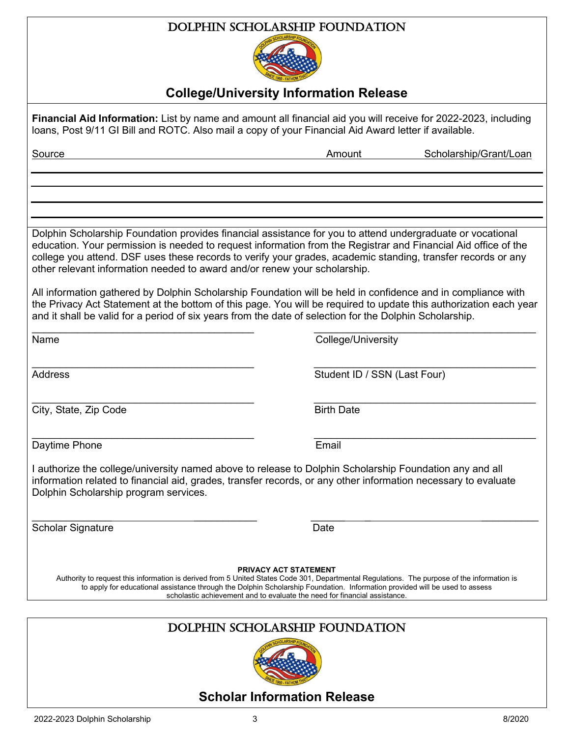# DOLPHIN SCHOLARSHIP FOUNDATION

## College/University Information Release

**Financial Aid Information:** List by name and amount all financial aid you will receive for 2022-2023, including loans, Post 9/11 GI Bill and ROTC. Also mail a copy of your Financial Aid Award letter if available.

| Source | Amount | Scholarship/Grant/Loan |
| --- | --- | --- |
| | | |
| | | |
| | | |
| | | |

Dolphin Scholarship Foundation provides financial assistance for you to attend undergraduate or vocational education. Your permission is needed to request information from the Registrar and Financial Aid office of the college you attend. DSF uses these records to verify your grades, academic standing, transfer records or any other relevant information needed to award and/or renew your scholarship.

All information gathered by Dolphin Scholarship Foundation will be held in confidence and in compliance with the Privacy Act Statement at the bottom of this page. You will be required to update this authorization each year and it shall be valid for a period of six years from the date of selection for the Dolphin Scholarship.

Name ______________________ College/University ______________________

Address ______________________ Student ID / SSN (Last Four) ______________________

City, State, Zip Code ______________________ Birth Date ______________________

Daytime Phone ______________________ Email ______________________

I authorize the college/university named above to release to Dolphin Scholarship Foundation any and all information related to financial aid, grades, transfer records, or any other information necessary to evaluate Dolphin Scholarship program services.

Scholar Signature ______________________ Date ______________________

**PRIVACY ACT STATEMENT**

Authority to request this information is derived from 5 United States Code 301, Departmental Regulations. The purpose of the information is to apply for educational assistance through the Dolphin Scholarship Foundation. Information provided will be used to assess scholastic achievement and to evaluate the need for financial assistance.

# DOLPHIN SCHOLARSHIP FOUNDATION

## Scholar Information Release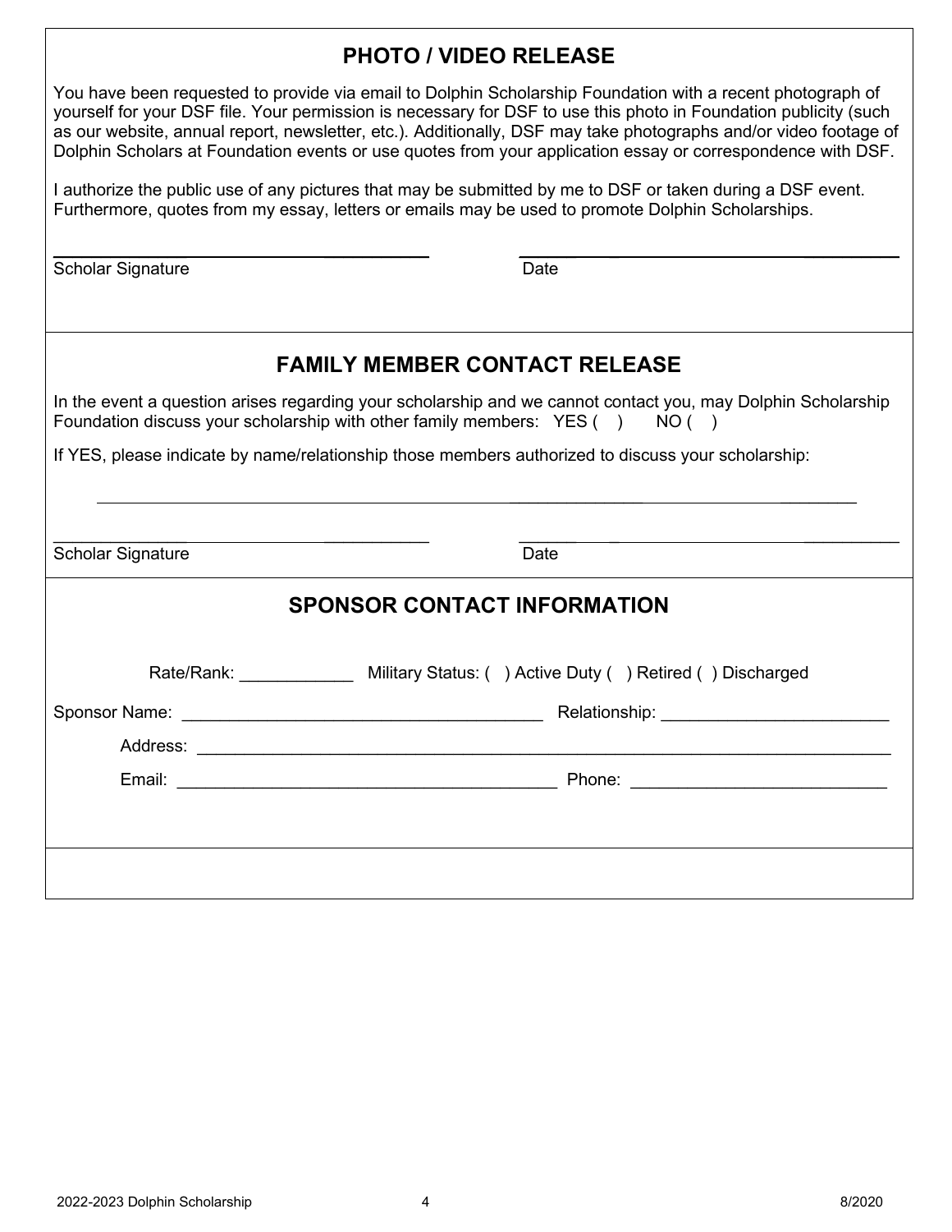## PHOTO / VIDEO RELEASE

You have been requested to provide via email to Dolphin Scholarship Foundation with a recent photograph of yourself for your DSF file. Your permission is necessary for DSF to use this photo in Foundation publicity (such as our website, annual report, newsletter, etc.). Additionally, DSF may take photographs and/or video footage of Dolphin Scholars at Foundation events or use quotes from your application essay or correspondence with DSF.

I authorize the public use of any pictures that may be submitted by me to DSF or taken during a DSF event. Furthermore, quotes from my essay, letters or emails may be used to promote Dolphin Scholarships.

\_\_\_\_\_\_\_\_\_\_\_\_\_\_\_\_\_\_\_\_\_\_\_\_\_\_\_\_\_\_\_\_\_\_\_\_\_\_ \_\_\_\_\_\_\_\_\_\_\_\_\_\_\_\_\_\_\_\_\_\_\_\_\_\_\_\_\_\_\_\_\_\_\_\_\_\_

Scholar Signature Date

## FAMILY MEMBER CONTACT RELEASE

In the event a question arises regarding your scholarship and we cannot contact you, may Dolphin Scholarship Foundation discuss your scholarship with other family members: YES ( ) NO ( )

If YES, please indicate by name/relationship those members authorized to discuss your scholarship:

\_\_\_\_\_\_\_\_\_\_\_\_\_\_\_\_\_\_\_\_\_\_\_\_\_\_\_\_\_\_\_\_\_\_\_\_\_\_\_\_\_\_\_\_\_\_\_\_\_\_\_\_\_\_\_\_\_\_\_\_\_\_\_\_\_\_\_\_\_\_\_\_

\_\_\_\_\_\_\_\_\_\_\_\_\_\_\_\_\_\_\_\_\_\_\_\_\_\_\_\_\_\_\_\_\_\_\_\_\_\_ \_\_\_\_\_\_\_\_\_\_\_\_\_\_\_\_\_\_\_\_\_\_\_\_\_\_\_\_\_\_\_\_\_\_\_\_\_\_

Scholar Signature Date

## SPONSOR CONTACT INFORMATION

Rate/Rank: \_\_\_\_\_\_\_\_\_\_\_\_ Military Status: ( ) Active Duty ( ) Retired ( ) Discharged

Sponsor Name: \_\_\_\_\_\_\_\_\_\_\_\_\_\_\_\_\_\_\_\_\_\_\_\_\_\_\_\_\_\_\_\_\_\_\_\_\_\_ Relationship: \_\_\_\_\_\_\_\_\_\_\_\_\_\_\_\_\_\_\_\_\_\_\_\_

Address: \_\_\_\_\_\_\_\_\_\_\_\_\_\_\_\_\_\_\_\_\_\_\_\_\_\_\_\_\_\_\_\_\_\_\_\_\_\_\_\_\_\_\_\_\_\_\_\_\_\_\_\_\_\_\_\_\_\_\_\_\_\_\_\_\_\_\_\_\_\_\_\_

Email: \_\_\_\_\_\_\_\_\_\_\_\_\_\_\_\_\_\_\_\_\_\_\_\_\_\_\_\_\_\_\_\_\_\_\_\_\_\_\_\_ Phone: \_\_\_\_\_\_\_\_\_\_\_\_\_\_\_\_\_\_\_\_\_\_\_\_\_\_\_